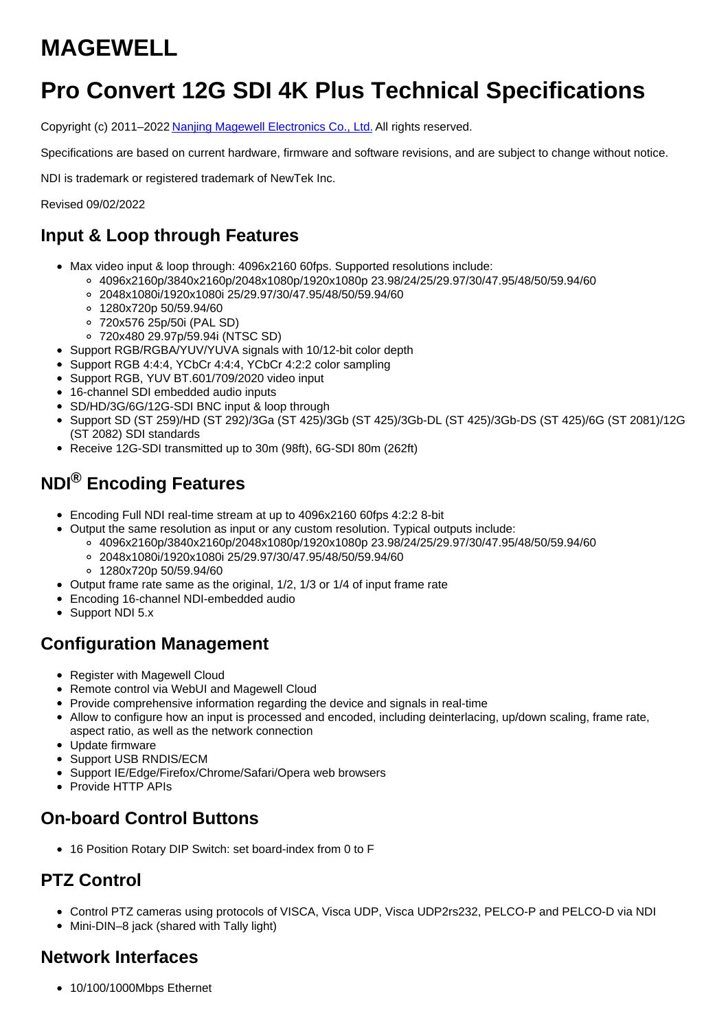# MAGEWELL

# Pro Convert 12G SDI 4K Plus Technical Specifications

Copyright (c) 2011–2022 [Nanjing Magewell Electronics Co., Ltd.](#) All rights reserved.

Specifications are based on current hardware, firmware and software revisions, and are subject to change without notice.

NDI is trademark or registered trademark of NewTek Inc.

Revised 09/02/2022

## Input & Loop through Features

- Max video input & loop through: 4096x2160 60fps. Supported resolutions include:
  - 4096x2160p/3840x2160p/2048x1080p/1920x1080p 23.98/24/25/29.97/30/47.95/48/50/59.94/60
  - 2048x1080i/1920x1080i 25/29.97/30/47.95/48/50/59.94/60
  - 1280x720p 50/59.94/60
  - 720x576 25p/50i (PAL SD)
  - 720x480 29.97p/59.94i (NTSC SD)
- Support RGB/RGBA/YUV/YUVA signals with 10/12-bit color depth
- Support RGB 4:4:4, YCbCr 4:4:4, YCbCr 4:2:2 color sampling
- Support RGB, YUV BT.601/709/2020 video input
- 16-channel SDI embedded audio inputs
- SD/HD/3G/6G/12G-SDI BNC input & loop through
- Support SD (ST 259)/HD (ST 292)/3Ga (ST 425)/3Gb (ST 425)/3Gb-DL (ST 425)/3Gb-DS (ST 425)/6G (ST 2081)/12G (ST 2082) SDI standards
- Receive 12G-SDI transmitted up to 30m (98ft), 6G-SDI 80m (262ft)

## NDI® Encoding Features

- Encoding Full NDI real-time stream at up to 4096x2160 60fps 4:2:2 8-bit
- Output the same resolution as input or any custom resolution. Typical outputs include:
  - 4096x2160p/3840x2160p/2048x1080p/1920x1080p 23.98/24/25/29.97/30/47.95/48/50/59.94/60
  - 2048x1080i/1920x1080i 25/29.97/30/47.95/48/50/59.94/60
  - 1280x720p 50/59.94/60
- Output frame rate same as the original, 1/2, 1/3 or 1/4 of input frame rate
- Encoding 16-channel NDI-embedded audio
- Support NDI 5.x

## Configuration Management

- Register with Magewell Cloud
- Remote control via WebUI and Magewell Cloud
- Provide comprehensive information regarding the device and signals in real-time
- Allow to configure how an input is processed and encoded, including deinterlacing, up/down scaling, frame rate, aspect ratio, as well as the network connection
- Update firmware
- Support USB RNDIS/ECM
- Support IE/Edge/Firefox/Chrome/Safari/Opera web browsers
- Provide HTTP APIs

## On-board Control Buttons

- 16 Position Rotary DIP Switch: set board-index from 0 to F

## PTZ Control

- Control PTZ cameras using protocols of VISCA, Visca UDP, Visca UDP2rs232, PELCO-P and PELCO-D via NDI
- Mini-DIN–8 jack (shared with Tally light)

## Network Interfaces

- 10/100/1000Mbps Ethernet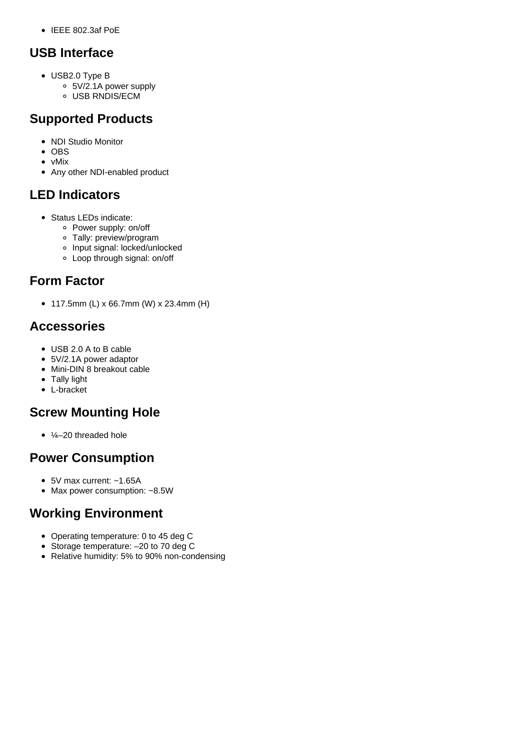- IEEE 802.3af PoE

## USB Interface

- USB2.0 Type B
  - 5V/2.1A power supply
  - USB RNDIS/ECM

## Supported Products

- NDI Studio Monitor
- OBS
- vMix
- Any other NDI-enabled product

## LED Indicators

- Status LEDs indicate:
  - Power supply: on/off
  - Tally: preview/program
  - Input signal: locked/unlocked
  - Loop through signal: on/off

## Form Factor

- 117.5mm (L) x 66.7mm (W) x 23.4mm (H)

## Accessories

- USB 2.0 A to B cable
- 5V/2.1A power adaptor
- Mini-DIN 8 breakout cable
- Tally light
- L-bracket

## Screw Mounting Hole

- ¼–20 threaded hole

## Power Consumption

- 5V max current: ~1.65A
- Max power consumption: ~8.5W

## Working Environment

- Operating temperature: 0 to 45 deg C
- Storage temperature: –20 to 70 deg C
- Relative humidity: 5% to 90% non-condensing